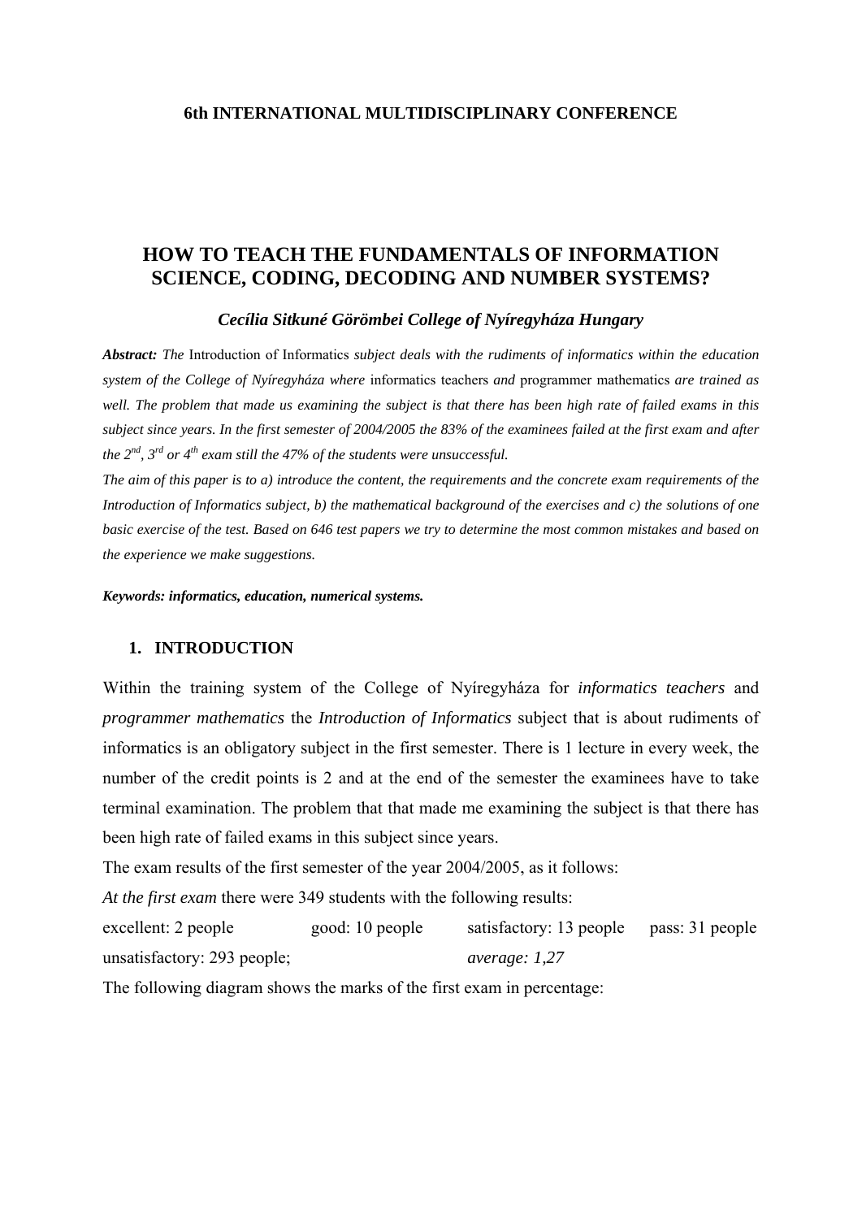**6th INTERNATIONAL MULTIDISCIPLINARY CONFERENCE**

# HOW TO TEACH THE FUNDAMENTALS OF INFORMATION SCIENCE, CODING, DECODING AND NUMBER SYSTEMS?

***Cecília Sitkuné Görömbei College of Nyíregyháza Hungary***

***Abstract:*** *The* Introduction of Informatics *subject deals with the rudiments of informatics within the education system of the College of Nyíregyháza where* informatics teachers *and* programmer mathematics *are trained as well. The problem that made us examining the subject is that there has been high rate of failed exams in this subject since years. In the first semester of 2004/2005 the 83% of the examinees failed at the first exam and after the 2nd, 3rd or 4th exam still the 47% of the students were unsuccessful.*

*The aim of this paper is to a) introduce the content, the requirements and the concrete exam requirements of the Introduction of Informatics subject, b) the mathematical background of the exercises and c) the solutions of one basic exercise of the test. Based on 646 test papers we try to determine the most common mistakes and based on the experience we make suggestions.*

***Keywords: informatics, education, numerical systems.***

## 1. INTRODUCTION

Within the training system of the College of Nyíregyháza for *informatics teachers* and *programmer mathematics* the *Introduction of Informatics* subject that is about rudiments of informatics is an obligatory subject in the first semester. There is 1 lecture in every week, the number of the credit points is 2 and at the end of the semester the examinees have to take terminal examination. The problem that that made me examining the subject is that there has been high rate of failed exams in this subject since years.

The exam results of the first semester of the year 2004/2005, as it follows:

*At the first exam* there were 349 students with the following results:

excellent: 2 people good: 10 people satisfactory: 13 people pass: 31 people
unsatisfactory: 293 people; *average: 1,27*

The following diagram shows the marks of the first exam in percentage: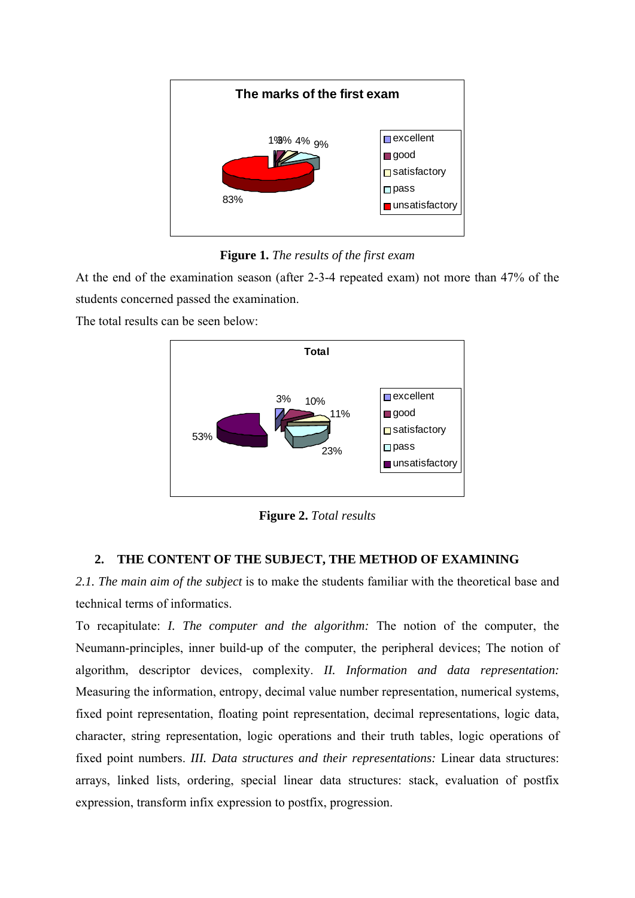**Figure 1.** *The results of the first exam*

At the end of the examination season (after 2-3-4 repeated exam) not more than 47% of the students concerned passed the examination.

The total results can be seen below:

**Figure 2.** *Total results*

## 2. THE CONTENT OF THE SUBJECT, THE METHOD OF EXAMINING

*2.1. The main aim of the subject* is to make the students familiar with the theoretical base and technical terms of informatics.

To recapitulate: *I. The computer and the algorithm:* The notion of the computer, the Neumann-principles, inner build-up of the computer, the peripheral devices; The notion of algorithm, descriptor devices, complexity. *II. Information and data representation:* Measuring the information, entropy, decimal value number representation, numerical systems, fixed point representation, floating point representation, decimal representations, logic data, character, string representation, logic operations and their truth tables, logic operations of fixed point numbers. *III. Data structures and their representations:* Linear data structures: arrays, linked lists, ordering, special linear data structures: stack, evaluation of postfix expression, transform infix expression to postfix, progression.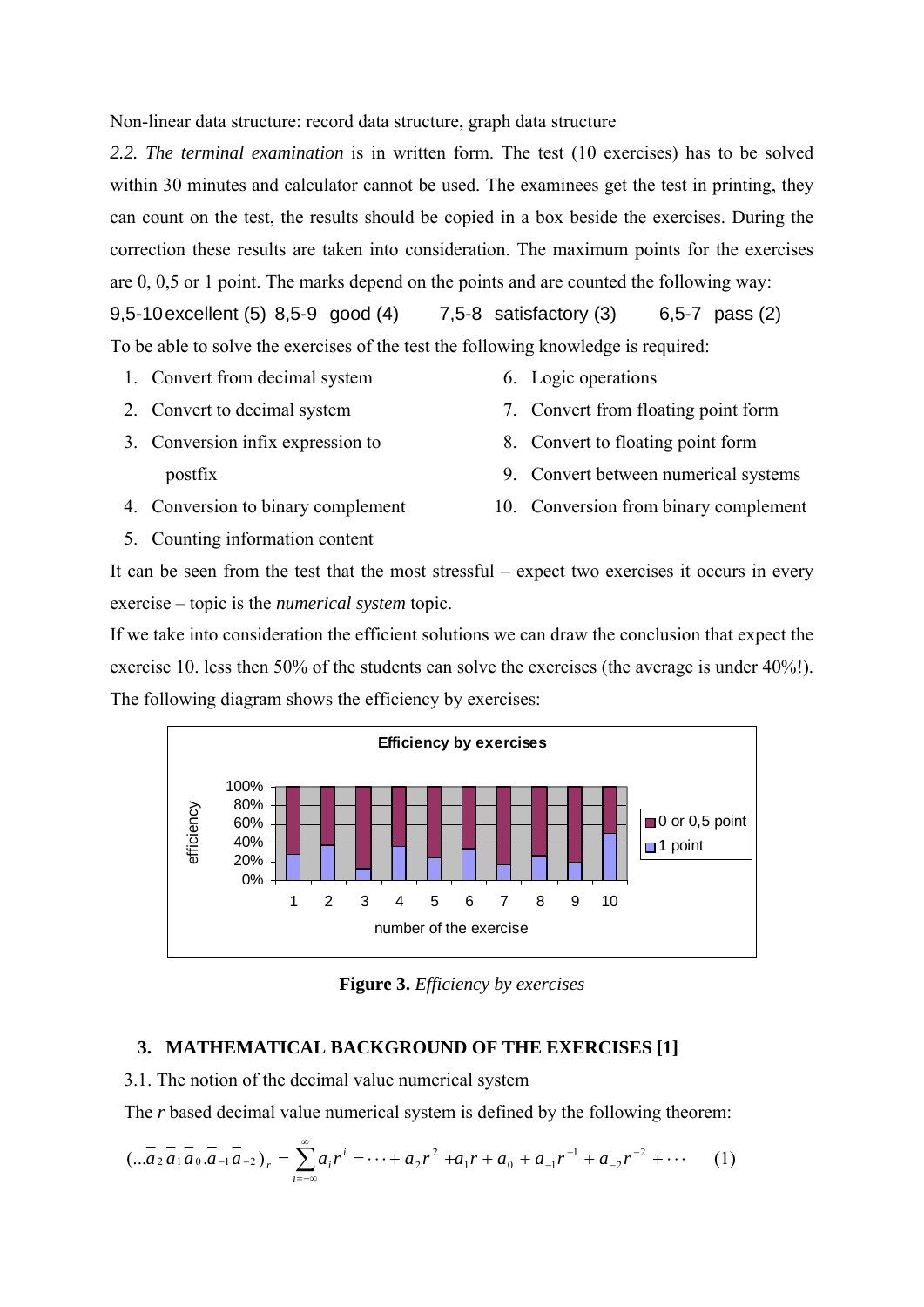Non-linear data structure: record data structure, graph data structure

*2.2. The terminal examination* is in written form. The test (10 exercises) has to be solved within 30 minutes and calculator cannot be used. The examinees get the test in printing, they can count on the test, the results should be copied in a box beside the exercises. During the correction these results are taken into consideration. The maximum points for the exercises are 0, 0,5 or 1 point. The marks depend on the points and are counted the following way:

9,5-10 excellent (5) 8,5-9 good (4) 7,5-8 satisfactory (3) 6,5-7 pass (2)

To be able to solve the exercises of the test the following knowledge is required:

1. Convert from decimal system
2. Convert to decimal system
3. Conversion infix expression to postfix
4. Conversion to binary complement
5. Counting information content
6. Logic operations
7. Convert from floating point form
8. Convert to floating point form
9. Convert between numerical systems
10. Conversion from binary complement

It can be seen from the test that the most stressful – expect two exercises it occurs in every exercise – topic is the *numerical system* topic.

If we take into consideration the efficient solutions we can draw the conclusion that expect the exercise 10. less then 50% of the students can solve the exercises (the average is under 40%!). The following diagram shows the efficiency by exercises:

**Figure 3.** *Efficiency by exercises*

## 3. MATHEMATICAL BACKGROUND OF THE EXERCISES [1]

3.1. The notion of the decimal value numerical system

The *r* based decimal value numerical system is defined by the following theorem:

$$(\ldots\overline{a}_2\,\overline{a}_1\,\overline{a}_0.\overline{a}_{-1}\,\overline{a}_{-2})_r = \sum_{i=-\infty}^{\infty} a_i r^i = \cdots + a_2 r^2 + a_1 r + a_0 + a_{-1} r^{-1} + a_{-2} r^{-2} + \cdots \qquad (1)$$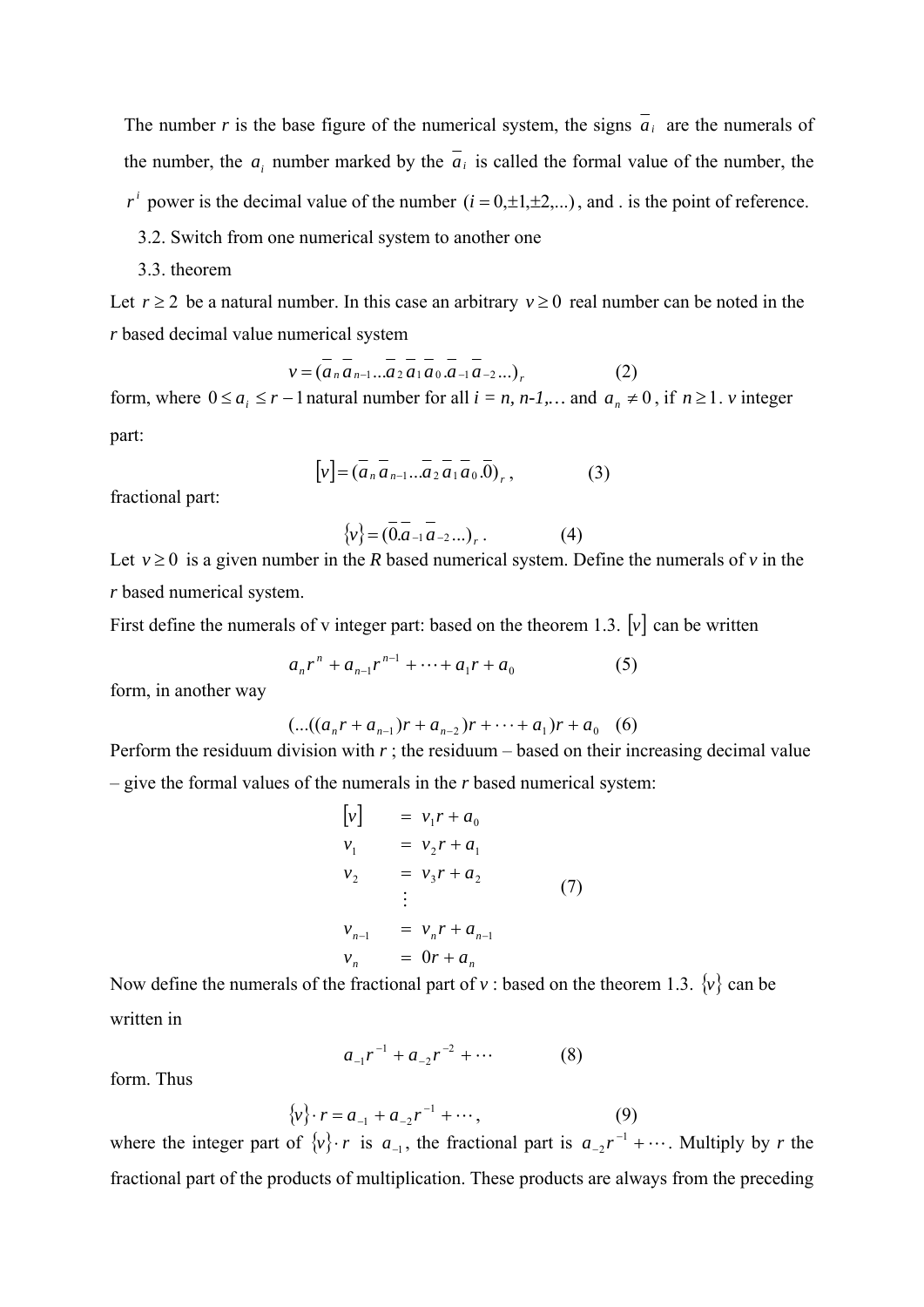The number $r$ is the base figure of the numerical system, the signs $\overline{a}_i$ are the numerals of the number, the $a_i$ number marked by the $\overline{a}_i$ is called the formal value of the number, the $r^i$ power is the decimal value of the number $(i = 0, \pm 1, \pm 2, \ldots)$, and . is the point of reference.

3.2. Switch from one numerical system to another one

3.3. theorem

Let $r \geq 2$ be a natural number. In this case an arbitrary $v \geq 0$ real number can be noted in the $r$ based decimal value numerical system

$$v = (\overline{a}_n \overline{a}_{n-1} \ldots \overline{a}_2 \overline{a}_1 \overline{a}_0 . \overline{a}_{-1} \overline{a}_{-2} \ldots)_r \qquad (2)$$

form, where $0 \leq a_i \leq r-1$ natural number for all $i$ = $n$, $n$-1,… and $a_n \neq 0$, if $n \geq 1$. $v$ integer part:

$$[v] = (\overline{a}_n \overline{a}_{n-1} \ldots \overline{a}_2 \overline{a}_1 \overline{a}_0 . \overline{0})_r, \qquad (3)$$

fractional part:

$$\{v\} = (\overline{0} . \overline{a}_{-1} \overline{a}_{-2} \ldots)_r. \qquad (4)$$

Let $v \geq 0$ is a given number in the $R$ based numerical system. Define the numerals of $v$ in the $r$ based numerical system.

First define the numerals of v integer part: based on the theorem 1.3. $[v]$ can be written

$$a_n r^n + a_{n-1} r^{n-1} + \cdots + a_1 r + a_0 \qquad (5)$$

form, in another way

$$(\ldots((a_n r + a_{n-1})r + a_{n-2})r + \cdots + a_1)r + a_0 \quad (6)$$

Perform the residuum division with $r$; the residuum – based on their increasing decimal value – give the formal values of the numerals in the $r$ based numerical system:

$$\begin{aligned}
[v] &= v_1 r + a_0 \\
v_1 &= v_2 r + a_1 \\
v_2 &= v_3 r + a_2 \\
&\vdots \\
v_{n-1} &= v_n r + a_{n-1} \\
v_n &= 0r + a_n
\end{aligned} \qquad (7)$$

Now define the numerals of the fractional part of $v$ : based on the theorem 1.3. $\{v\}$ can be written in

$$a_{-1} r^{-1} + a_{-2} r^{-2} + \cdots \qquad (8)$$

form. Thus

$$\{v\} \cdot r = a_{-1} + a_{-2} r^{-1} + \cdots, \qquad (9)$$

where the integer part of $\{v\} \cdot r$ is $a_{-1}$, the fractional part is $a_{-2} r^{-1} + \cdots$. Multiply by $r$ the fractional part of the products of multiplication. These products are always from the preceding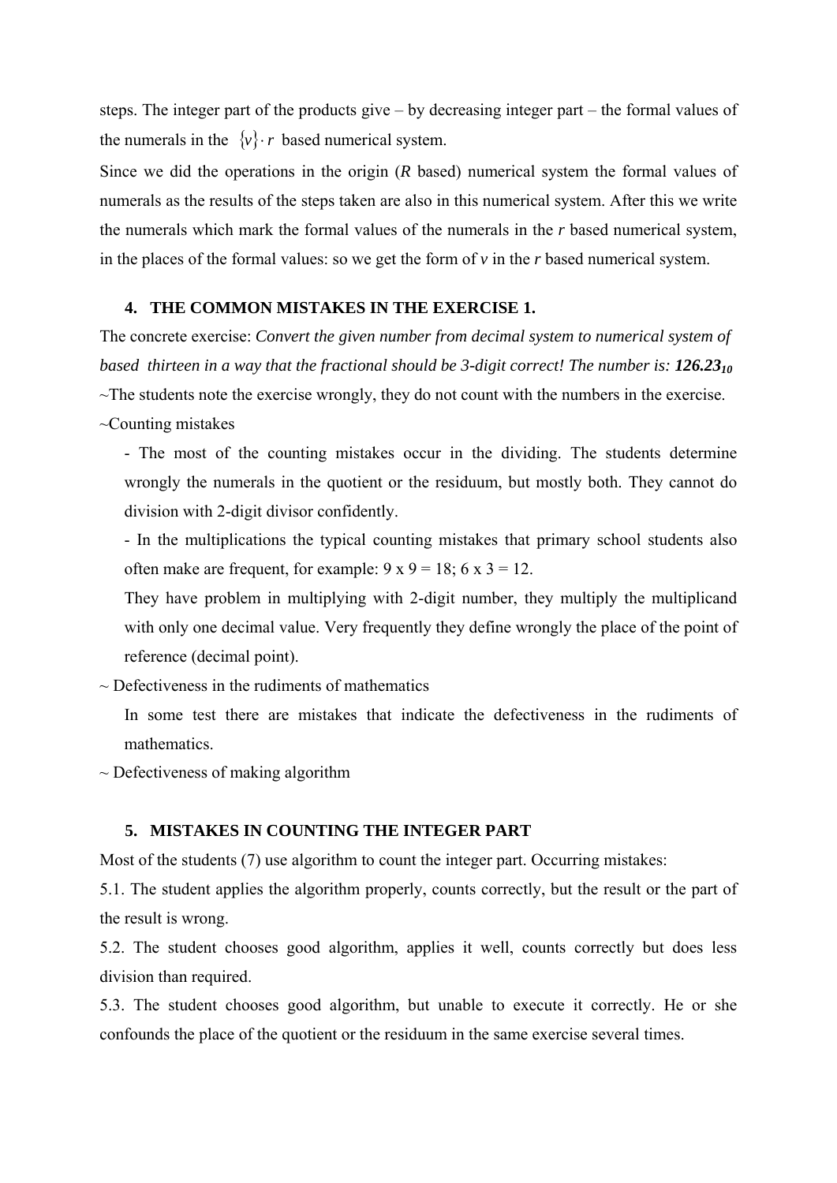steps. The integer part of the products give – by decreasing integer part – the formal values of the numerals in the $\{v\} \cdot r$ based numerical system.

Since we did the operations in the origin (*R* based) numerical system the formal values of numerals as the results of the steps taken are also in this numerical system. After this we write the numerals which mark the formal values of the numerals in the *r* based numerical system, in the places of the formal values: so we get the form of *v* in the *r* based numerical system.

## 4. THE COMMON MISTAKES IN THE EXERCISE 1.

The concrete exercise: *Convert the given number from decimal system to numerical system of based thirteen in a way that the fractional should be 3-digit correct! The number is:* $\boldsymbol{126.23_{10}}$

~The students note the exercise wrongly, they do not count with the numbers in the exercise.

~Counting mistakes

- The most of the counting mistakes occur in the dividing. The students determine wrongly the numerals in the quotient or the residuum, but mostly both. They cannot do division with 2-digit divisor confidently.
- In the multiplications the typical counting mistakes that primary school students also often make are frequent, for example: 9 x 9 = 18; 6 x 3 = 12.

  They have problem in multiplying with 2-digit number, they multiply the multiplicand with only one decimal value. Very frequently they define wrongly the place of the point of reference (decimal point).

~ Defectiveness in the rudiments of mathematics

  In some test there are mistakes that indicate the defectiveness in the rudiments of mathematics.

~ Defectiveness of making algorithm

## 5. MISTAKES IN COUNTING THE INTEGER PART

Most of the students (7) use algorithm to count the integer part. Occurring mistakes:

5.1. The student applies the algorithm properly, counts correctly, but the result or the part of the result is wrong.

5.2. The student chooses good algorithm, applies it well, counts correctly but does less division than required.

5.3. The student chooses good algorithm, but unable to execute it correctly. He or she confounds the place of the quotient or the residuum in the same exercise several times.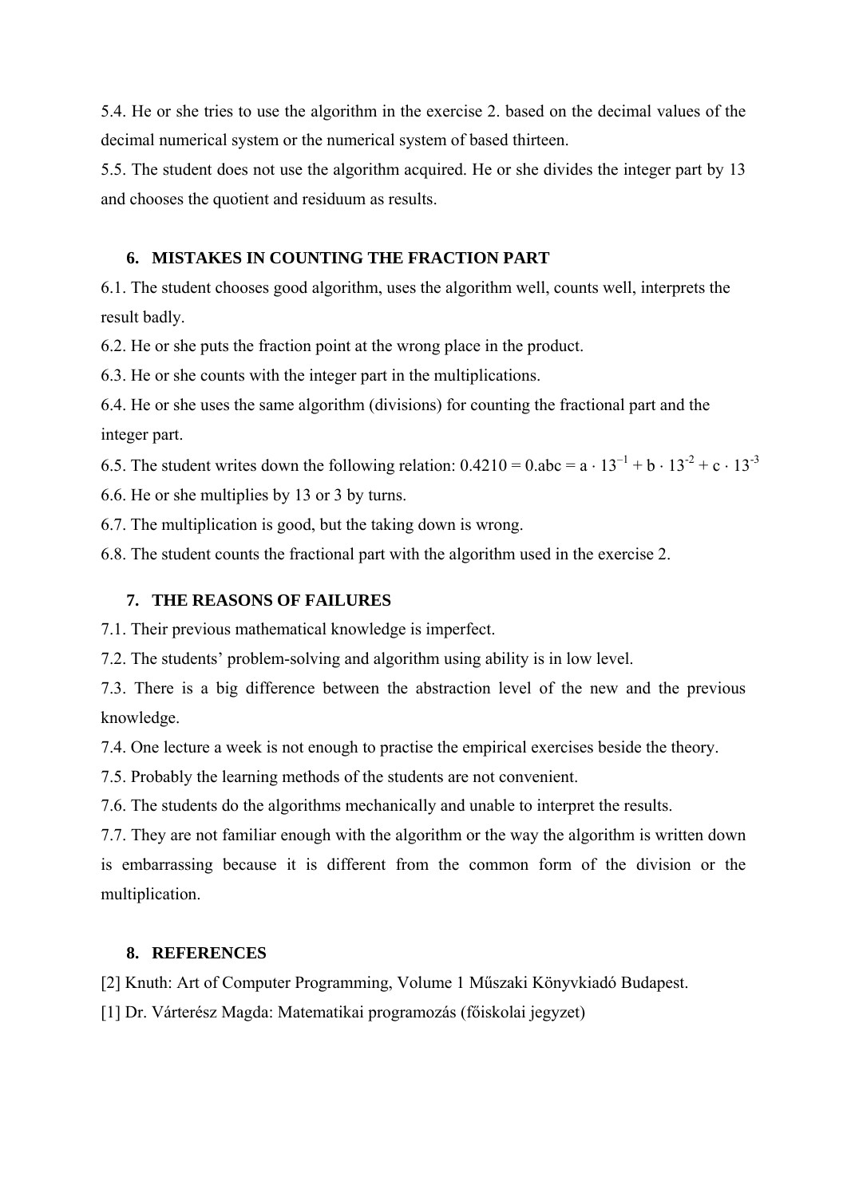5.4. He or she tries to use the algorithm in the exercise 2. based on the decimal values of the decimal numerical system or the numerical system of based thirteen.

5.5. The student does not use the algorithm acquired. He or she divides the integer part by 13 and chooses the quotient and residuum as results.

## 6. MISTAKES IN COUNTING THE FRACTION PART

6.1. The student chooses good algorithm, uses the algorithm well, counts well, interprets the result badly.

6.2. He or she puts the fraction point at the wrong place in the product.

6.3. He or she counts with the integer part in the multiplications.

6.4. He or she uses the same algorithm (divisions) for counting the fractional part and the integer part.

6.5. The student writes down the following relation: $0.4210 = 0.abc = a \cdot 13^{-1} + b \cdot 13^{-2} + c \cdot 13^{-3}$

6.6. He or she multiplies by 13 or 3 by turns.

6.7. The multiplication is good, but the taking down is wrong.

6.8. The student counts the fractional part with the algorithm used in the exercise 2.

## 7. THE REASONS OF FAILURES

7.1. Their previous mathematical knowledge is imperfect.

7.2. The students' problem-solving and algorithm using ability is in low level.

7.3. There is a big difference between the abstraction level of the new and the previous knowledge.

7.4. One lecture a week is not enough to practise the empirical exercises beside the theory.

7.5. Probably the learning methods of the students are not convenient.

7.6. The students do the algorithms mechanically and unable to interpret the results.

7.7. They are not familiar enough with the algorithm or the way the algorithm is written down is embarrassing because it is different from the common form of the division or the multiplication.

## 8. REFERENCES

[2] Knuth: Art of Computer Programming, Volume 1 Műszaki Könyvkiadó Budapest.

[1] Dr. Várterész Magda: Matematikai programozás (főiskolai jegyzet)